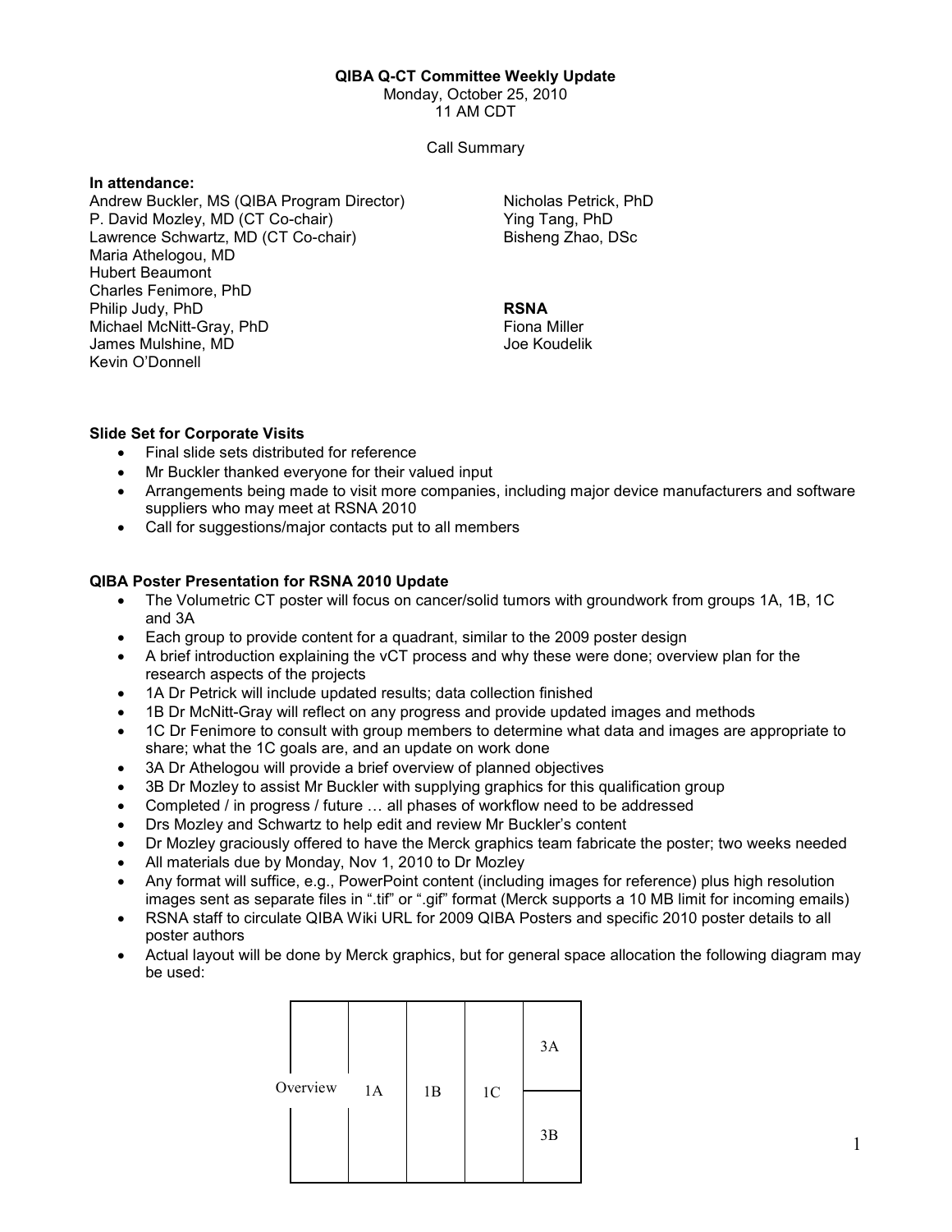**QIBA Q-CT Committee Weekly Update**

Monday, October 25, 2010

11 AM CDT

Call Summary

**In attendance:**

Andrew Buckler, MS (QIBA Program Director)
P. David Mozley, MD (CT Co-chair)
Lawrence Schwartz, MD (CT Co-chair)
Maria Athelogou, MD
Hubert Beaumont
Charles Fenimore, PhD
Philip Judy, PhD
Michael McNitt-Gray, PhD
James Mulshine, MD
Kevin O'Donnell
Nicholas Petrick, PhD
Ying Tang, PhD
Bisheng Zhao, DSc

**RSNA**

Fiona Miller
Joe Koudelik

**Slide Set for Corporate Visits**

- Final slide sets distributed for reference
- Mr Buckler thanked everyone for their valued input
- Arrangements being made to visit more companies, including major device manufacturers and software suppliers who may meet at RSNA 2010
- Call for suggestions/major contacts put to all members

**QIBA Poster Presentation for RSNA 2010 Update**

- The Volumetric CT poster will focus on cancer/solid tumors with groundwork from groups 1A, 1B, 1C and 3A
- Each group to provide content for a quadrant, similar to the 2009 poster design
- A brief introduction explaining the vCT process and why these were done; overview plan for the research aspects of the projects
- 1A Dr Petrick will include updated results; data collection finished
- 1B Dr McNitt-Gray will reflect on any progress and provide updated images and methods
- 1C Dr Fenimore to consult with group members to determine what data and images are appropriate to share; what the 1C goals are, and an update on work done
- 3A Dr Athelogou will provide a brief overview of planned objectives
- 3B Dr Mozley to assist Mr Buckler with supplying graphics for this qualification group
- Completed / in progress / future … all phases of workflow need to be addressed
- Drs Mozley and Schwartz to help edit and review Mr Buckler's content
- Dr Mozley graciously offered to have the Merck graphics team fabricate the poster; two weeks needed
- All materials due by Monday, Nov 1, 2010 to Dr Mozley
- Any format will suffice, e.g., PowerPoint content (including images for reference) plus high resolution images sent as separate files in ".tif" or ".gif" format (Merck supports a 10 MB limit for incoming emails)
- RSNA staff to circulate QIBA Wiki URL for 2009 QIBA Posters and specific 2010 poster details to all poster authors
- Actual layout will be done by Merck graphics, but for general space allocation the following diagram may be used:

| Overview | 1A | 1B | 1C | 3A |
|---|---|---|---|---|
| | | | | 3B |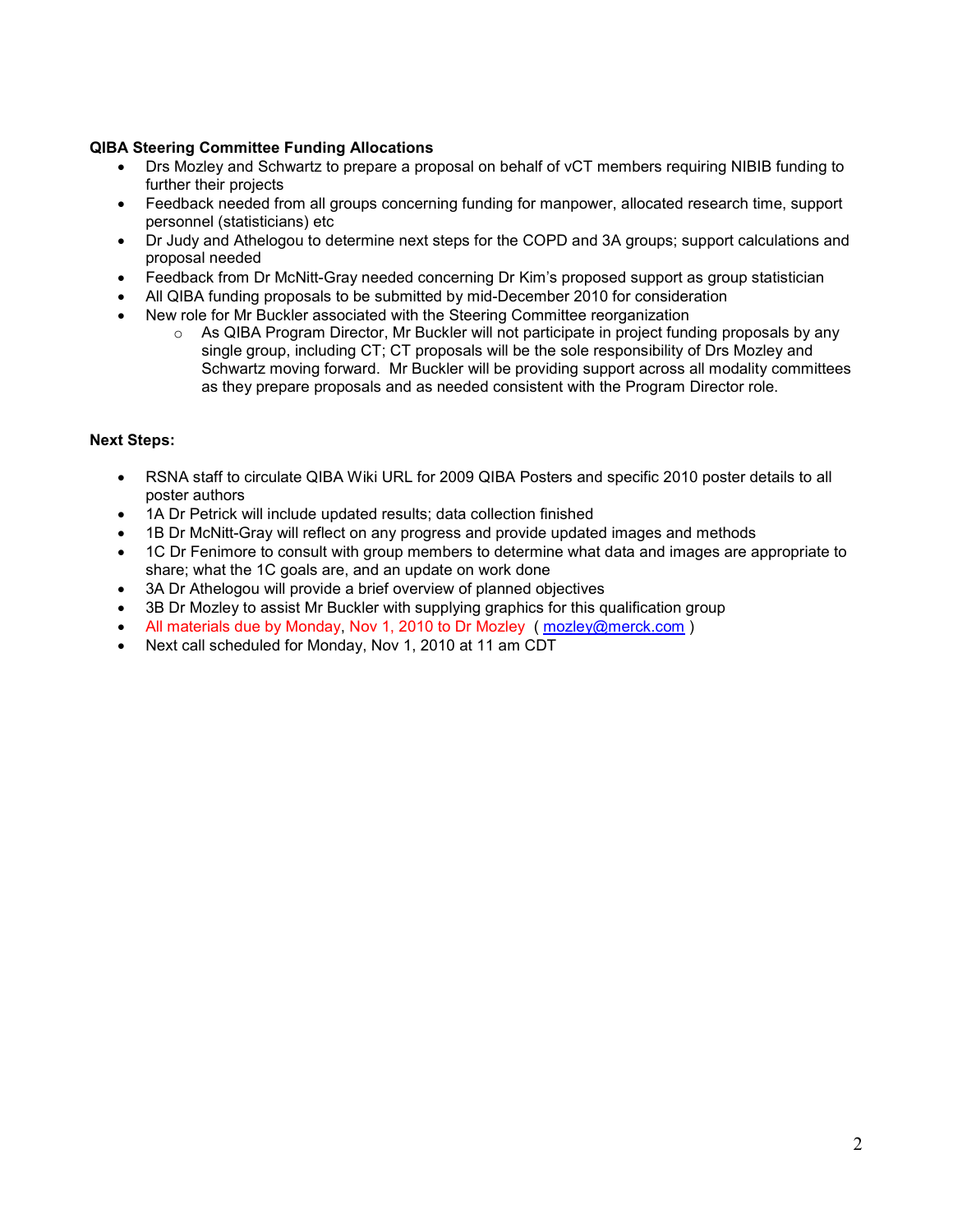**QIBA Steering Committee Funding Allocations**

- Drs Mozley and Schwartz to prepare a proposal on behalf of vCT members requiring NIBIB funding to further their projects
- Feedback needed from all groups concerning funding for manpower, allocated research time, support personnel (statisticians) etc
- Dr Judy and Athelogou to determine next steps for the COPD and 3A groups; support calculations and proposal needed
- Feedback from Dr McNitt-Gray needed concerning Dr Kim's proposed support as group statistician
- All QIBA funding proposals to be submitted by mid-December 2010 for consideration
- New role for Mr Buckler associated with the Steering Committee reorganization
  - As QIBA Program Director, Mr Buckler will not participate in project funding proposals by any single group, including CT; CT proposals will be the sole responsibility of Drs Mozley and Schwartz moving forward. Mr Buckler will be providing support across all modality committees as they prepare proposals and as needed consistent with the Program Director role.

**Next Steps:**

- RSNA staff to circulate QIBA Wiki URL for 2009 QIBA Posters and specific 2010 poster details to all poster authors
- 1A Dr Petrick will include updated results; data collection finished
- 1B Dr McNitt-Gray will reflect on any progress and provide updated images and methods
- 1C Dr Fenimore to consult with group members to determine what data and images are appropriate to share; what the 1C goals are, and an update on work done
- 3A Dr Athelogou will provide a brief overview of planned objectives
- 3B Dr Mozley to assist Mr Buckler with supplying graphics for this qualification group
- All materials due by Monday, Nov 1, 2010 to Dr Mozley ( mozley@merck.com )
- Next call scheduled for Monday, Nov 1, 2010 at 11 am CDT